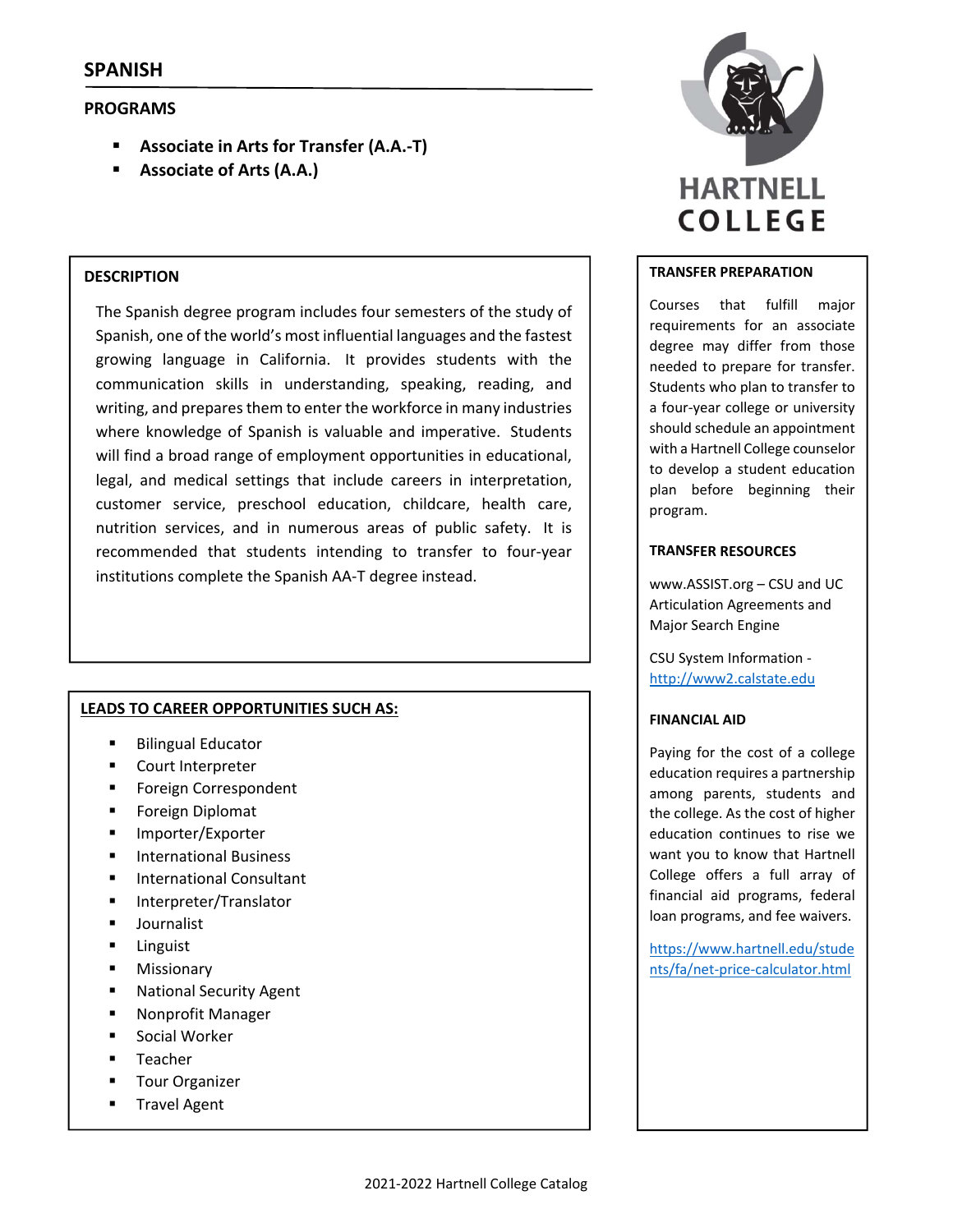# SPANISH

## PROGRAMS

- **Associate in Arts for Transfer (A.A.-T)**
- **Associate of Arts (A.A.)**

HARTNELL COLLEGE

### DESCRIPTION

The Spanish degree program includes four semesters of the study of Spanish, one of the world's most influential languages and the fastest growing language in California. It provides students with the communication skills in understanding, speaking, reading, and writing, and prepares them to enter the workforce in many industries where knowledge of Spanish is valuable and imperative. Students will find a broad range of employment opportunities in educational, legal, and medical settings that include careers in interpretation, customer service, preschool education, childcare, health care, nutrition services, and in numerous areas of public safety. It is recommended that students intending to transfer to four-year institutions complete the Spanish AA-T degree instead.

### LEADS TO CAREER OPPORTUNITIES SUCH AS:

- Bilingual Educator
- Court Interpreter
- Foreign Correspondent
- Foreign Diplomat
- Importer/Exporter
- International Business
- International Consultant
- Interpreter/Translator
- Journalist
- Linguist
- Missionary
- National Security Agent
- Nonprofit Manager
- Social Worker
- Teacher
- Tour Organizer
- Travel Agent

### TRANSFER PREPARATION

Courses that fulfill major requirements for an associate degree may differ from those needed to prepare for transfer. Students who plan to transfer to a four-year college or university should schedule an appointment with a Hartnell College counselor to develop a student education plan before beginning their program.

### TRANSFER RESOURCES

www.ASSIST.org – CSU and UC Articulation Agreements and Major Search Engine

CSU System Information - http://www2.calstate.edu

### FINANCIAL AID

Paying for the cost of a college education requires a partnership among parents, students and the college. As the cost of higher education continues to rise we want you to know that Hartnell College offers a full array of financial aid programs, federal loan programs, and fee waivers.

https://www.hartnell.edu/students/fa/net-price-calculator.html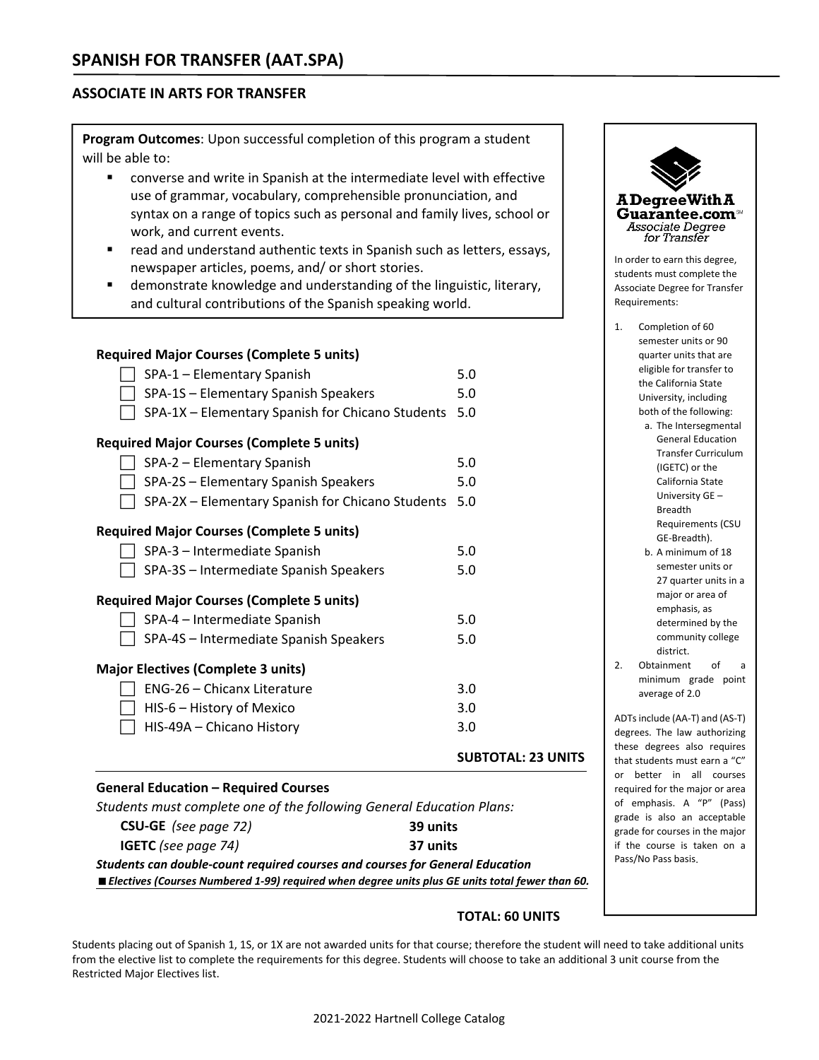# SPANISH FOR TRANSFER (AAT.SPA)

## ASSOCIATE IN ARTS FOR TRANSFER

**Program Outcomes**: Upon successful completion of this program a student will be able to:

- converse and write in Spanish at the intermediate level with effective use of grammar, vocabulary, comprehensible pronunciation, and syntax on a range of topics such as personal and family lives, school or work, and current events.
- read and understand authentic texts in Spanish such as letters, essays, newspaper articles, poems, and/ or short stories.
- demonstrate knowledge and understanding of the linguistic, literary, and cultural contributions of the Spanish speaking world.

**Required Major Courses (Complete 5 units)**

| Course | Units |
|---|---|
| SPA-1 – Elementary Spanish | 5.0 |
| SPA-1S – Elementary Spanish Speakers | 5.0 |
| SPA-1X – Elementary Spanish for Chicano Students | 5.0 |

**Required Major Courses (Complete 5 units)**

| Course | Units |
|---|---|
| SPA-2 – Elementary Spanish | 5.0 |
| SPA-2S – Elementary Spanish Speakers | 5.0 |
| SPA-2X – Elementary Spanish for Chicano Students | 5.0 |

**Required Major Courses (Complete 5 units)**

| Course | Units |
|---|---|
| SPA-3 – Intermediate Spanish | 5.0 |
| SPA-3S – Intermediate Spanish Speakers | 5.0 |

**Required Major Courses (Complete 5 units)**

| Course | Units |
|---|---|
| SPA-4 – Intermediate Spanish | 5.0 |
| SPA-4S – Intermediate Spanish Speakers | 5.0 |

**Major Electives (Complete 3 units)**

| Course | Units |
|---|---|
| ENG-26 – Chicanx Literature | 3.0 |
| HIS-6 – History of Mexico | 3.0 |
| HIS-49A – Chicano History | 3.0 |

**SUBTOTAL: 23 UNITS**

**General Education – Required Courses**

*Students must complete one of the following General Education Plans:*

| Plan | Units |
|---|---|
| **CSU-GE** *(see page 72)* | **39 units** |
| **IGETC** *(see page 74)* | **37 units** |

***Students can double-count required courses and courses for General Education***

■ ***Electives (Courses Numbered 1-99) required when degree units plus GE units total fewer than 60.***

**TOTAL: 60 UNITS**

**A Degree With A Guarantee.com**
*Associate Degree for Transfer*

In order to earn this degree, students must complete the Associate Degree for Transfer Requirements:

1. Completion of 60 semester units or 90 quarter units that are eligible for transfer to the California State University, including both of the following:
   a. The Intersegmental General Education Transfer Curriculum (IGETC) or the California State University GE – Breadth Requirements (CSU GE-Breadth).
   b. A minimum of 18 semester units or 27 quarter units in a major or area of emphasis, as determined by the community college district.
2. Obtainment of a minimum grade point average of 2.0

ADTs include (AA-T) and (AS-T) degrees. The law authorizing these degrees also requires that students must earn a "C" or better in all courses required for the major or area of emphasis. A "P" (Pass) grade is also an acceptable grade for courses in the major if the course is taken on a Pass/No Pass basis.

Students placing out of Spanish 1, 1S, or 1X are not awarded units for that course; therefore the student will need to take additional units from the elective list to complete the requirements for this degree. Students will choose to take an additional 3 unit course from the Restricted Major Electives list.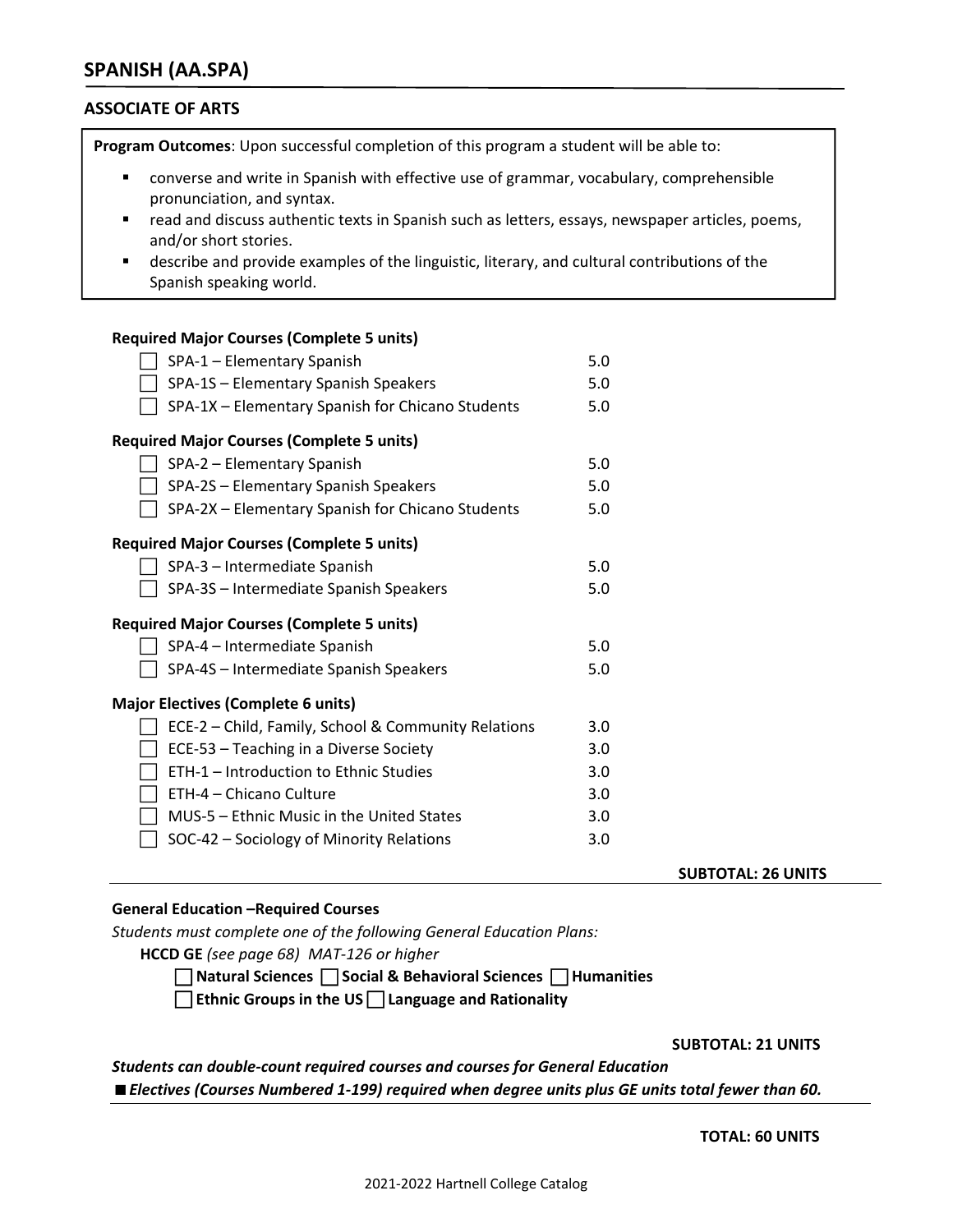# SPANISH (AA.SPA)

## ASSOCIATE OF ARTS

**Program Outcomes**: Upon successful completion of this program a student will be able to:

- converse and write in Spanish with effective use of grammar, vocabulary, comprehensible pronunciation, and syntax.
- read and discuss authentic texts in Spanish such as letters, essays, newspaper articles, poems, and/or short stories.
- describe and provide examples of the linguistic, literary, and cultural contributions of the Spanish speaking world.

**Required Major Courses (Complete 5 units)**

| | |
|---|---|
| ☐ SPA-1 – Elementary Spanish | 5.0 |
| ☐ SPA-1S – Elementary Spanish Speakers | 5.0 |
| ☐ SPA-1X – Elementary Spanish for Chicano Students | 5.0 |

**Required Major Courses (Complete 5 units)**

| | |
|---|---|
| ☐ SPA-2 – Elementary Spanish | 5.0 |
| ☐ SPA-2S – Elementary Spanish Speakers | 5.0 |
| ☐ SPA-2X – Elementary Spanish for Chicano Students | 5.0 |

**Required Major Courses (Complete 5 units)**

| | |
|---|---|
| ☐ SPA-3 – Intermediate Spanish | 5.0 |
| ☐ SPA-3S – Intermediate Spanish Speakers | 5.0 |

**Required Major Courses (Complete 5 units)**

| | |
|---|---|
| ☐ SPA-4 – Intermediate Spanish | 5.0 |
| ☐ SPA-4S – Intermediate Spanish Speakers | 5.0 |

**Major Electives (Complete 6 units)**

| | |
|---|---|
| ☐ ECE-2 – Child, Family, School & Community Relations | 3.0 |
| ☐ ECE-53 – Teaching in a Diverse Society | 3.0 |
| ☐ ETH-1 – Introduction to Ethnic Studies | 3.0 |
| ☐ ETH-4 – Chicano Culture | 3.0 |
| ☐ MUS-5 – Ethnic Music in the United States | 3.0 |
| ☐ SOC-42 – Sociology of Minority Relations | 3.0 |

**SUBTOTAL: 26 UNITS**

**General Education –Required Courses**

*Students must complete one of the following General Education Plans:*

**HCCD GE** *(see page 68) MAT-126 or higher*

☐ **Natural Sciences** ☐ **Social & Behavioral Sciences** ☐ **Humanities**

☐ **Ethnic Groups in the US** ☐ **Language and Rationality**

**SUBTOTAL: 21 UNITS**

***Students can double-count required courses and courses for General Education***

■ ***Electives (Courses Numbered 1-199) required when degree units plus GE units total fewer than 60.***

**TOTAL: 60 UNITS**